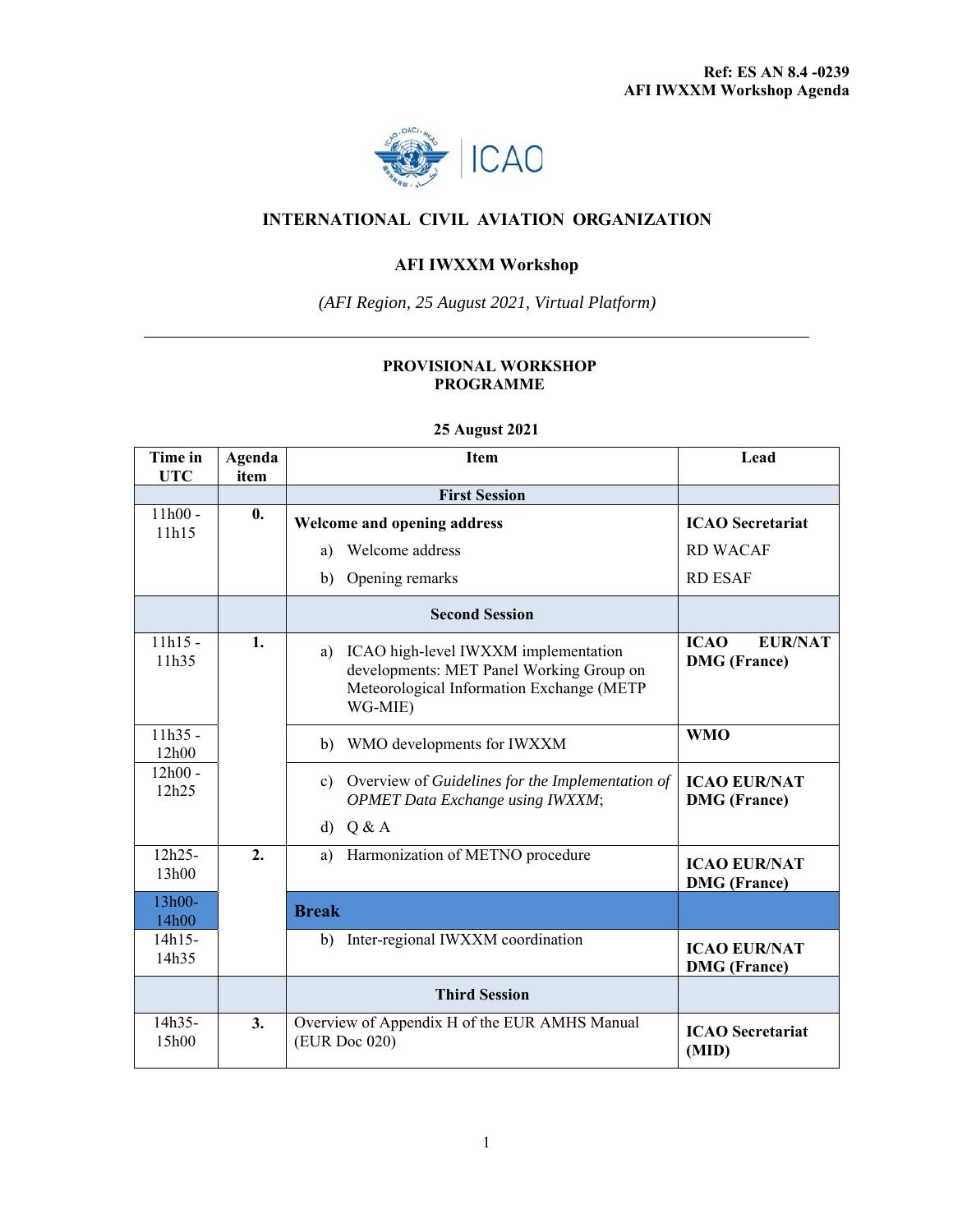Ref: ES AN 8.4 -0239
AFI IWXXM Workshop Agenda

# INTERNATIONAL CIVIL AVIATION ORGANIZATION

## AFI IWXXM Workshop

*(AFI Region, 25 August 2021, Virtual Platform)*

---

### PROVISIONAL WORKSHOP PROGRAMME

**25 August 2021**

| Time in UTC | Agenda item | Item | Lead |
|---|---|---|---|
| | | **First Session** | |
| 11h00 - 11h15 | **0.** | **Welcome and opening address**<br>a) Welcome address<br>b) Opening remarks | **ICAO Secretariat**<br>RD WACAF<br>RD ESAF |
| | | **Second Session** | |
| 11h15 - 11h35 | **1.** | a) ICAO high-level IWXXM implementation developments: MET Panel Working Group on Meteorological Information Exchange (METP WG-MIE) | **ICAO EUR/NAT DMG (France)** |
| 11h35 - 12h00 | | b) WMO developments for IWXXM | **WMO** |
| 12h00 - 12h25 | | c) Overview of *Guidelines for the Implementation of OPMET Data Exchange using IWXXM*;<br>d) Q & A | **ICAO EUR/NAT DMG (France)** |
| 12h25- 13h00 | **2.** | a) Harmonization of METNO procedure | **ICAO EUR/NAT DMG (France)** |
| 13h00- 14h00 | | **Break** | |
| 14h15- 14h35 | | b) Inter-regional IWXXM coordination | **ICAO EUR/NAT DMG (France)** |
| | | **Third Session** | |
| 14h35- 15h00 | **3.** | Overview of Appendix H of the EUR AMHS Manual (EUR Doc 020) | **ICAO Secretariat (MID)** |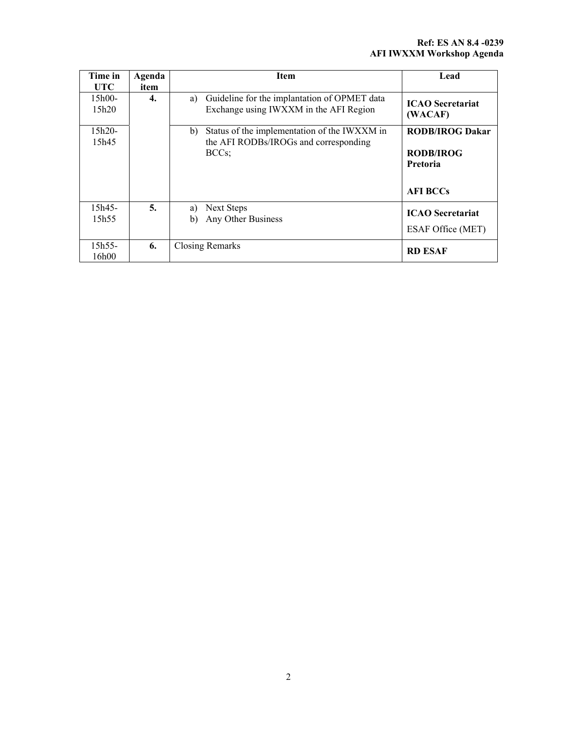| Time in UTC | Agenda item | Item | Lead |
|---|---|---|---|
| 15h00-15h20 | **4.** | a) Guideline for the implantation of OPMET data Exchange using IWXXM in the AFI Region | **ICAO Secretariat (WACAF)** |
| 15h20-15h45 | | b) Status of the implementation of the IWXXM in the AFI RODBs/IROGs and corresponding BCCs; | **RODB/IROG Dakar**<br><br>**RODB/IROG Pretoria**<br><br>**AFI BCCs** |
| 15h45-15h55 | **5.** | a) Next Steps<br>b) Any Other Business | **ICAO Secretariat**<br>ESAF Office (MET) |
| 15h55-16h00 | **6.** | Closing Remarks | **RD ESAF** |